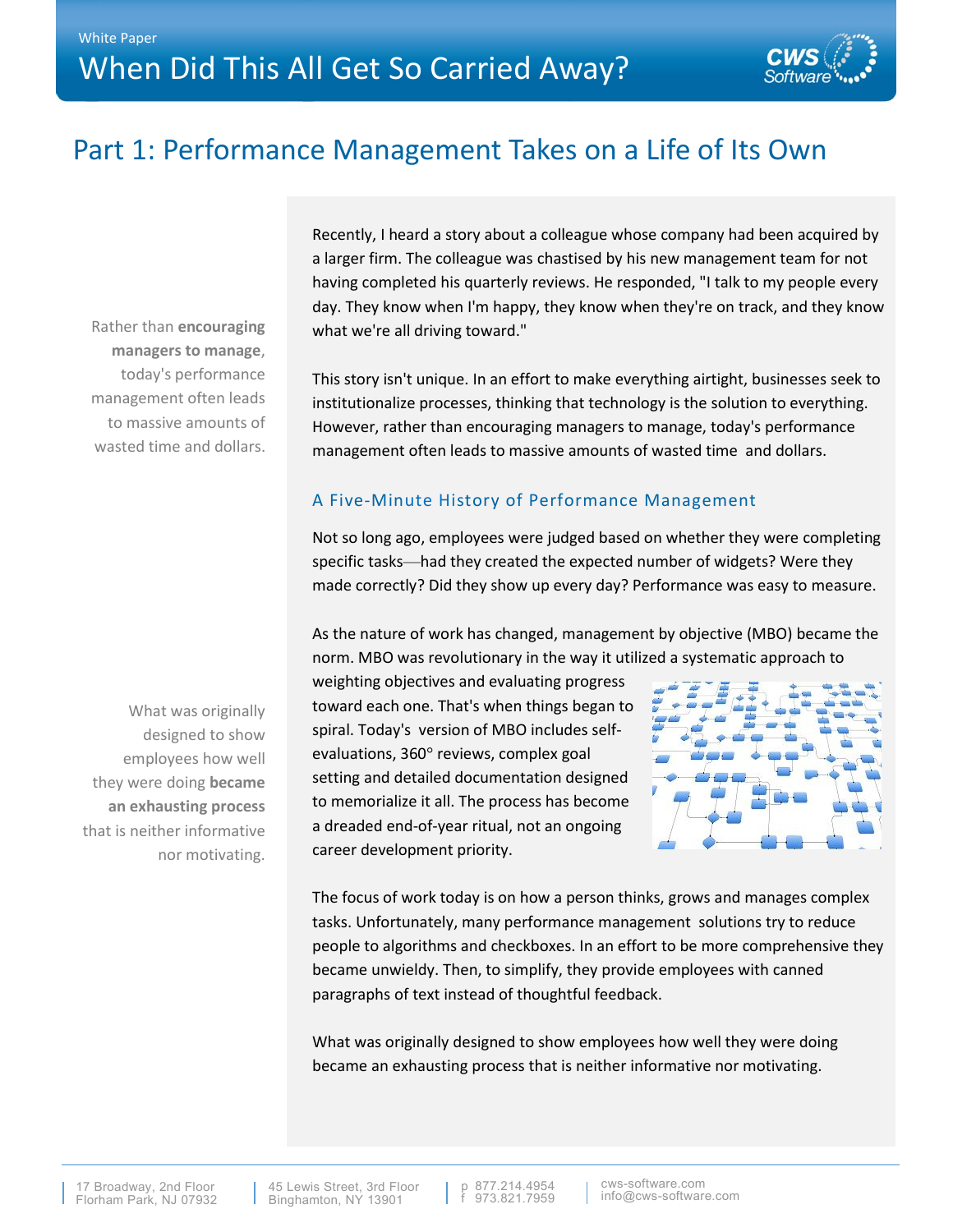White Paper

# When Did This All Get So Carried Away?

## Part 1: Performance Management Takes on a Life of Its Own

Recently, I heard a story about a colleague whose company had been acquired by a larger firm. The colleague was chastised by his new management team for not having completed his quarterly reviews. He responded, "I talk to my people every day. They know when I'm happy, they know when they're on track, and they know what we're all driving toward."

> Rather than **encouraging managers to manage**, today's performance management often leads to massive amounts of wasted time and dollars.

This story isn't unique. In an effort to make everything airtight, businesses seek to institutionalize processes, thinking that technology is the solution to everything. However, rather than encouraging managers to manage, today's performance management often leads to massive amounts of wasted time and dollars.

### A Five-Minute History of Performance Management

Not so long ago, employees were judged based on whether they were completing specific tasks—had they created the expected number of widgets? Were they made correctly? Did they show up every day? Performance was easy to measure.

As the nature of work has changed, management by objective (MBO) became the norm. MBO was revolutionary in the way it utilized a systematic approach to weighting objectives and evaluating progress toward each one. That's when things began to spiral. Today's version of MBO includes self-evaluations, 360° reviews, complex goal setting and detailed documentation designed to memorialize it all. The process has become a dreaded end-of-year ritual, not an ongoing career development priority.

> What was originally designed to show employees how well they were doing **became an exhausting process** that is neither informative nor motivating.

The focus of work today is on how a person thinks, grows and manages complex tasks. Unfortunately, many performance management solutions try to reduce people to algorithms and checkboxes. In an effort to be more comprehensive they became unwieldy. Then, to simplify, they provide employees with canned paragraphs of text instead of thoughtful feedback.

What was originally designed to show employees how well they were doing became an exhausting process that is neither informative nor motivating.

17 Broadway, 2nd Floor
Florham Park, NJ 07932

45 Lewis Street, 3rd Floor
Binghamton, NY 13901

p 877.214.4954
f 973.821.7959

cws-software.com
info@cws-software.com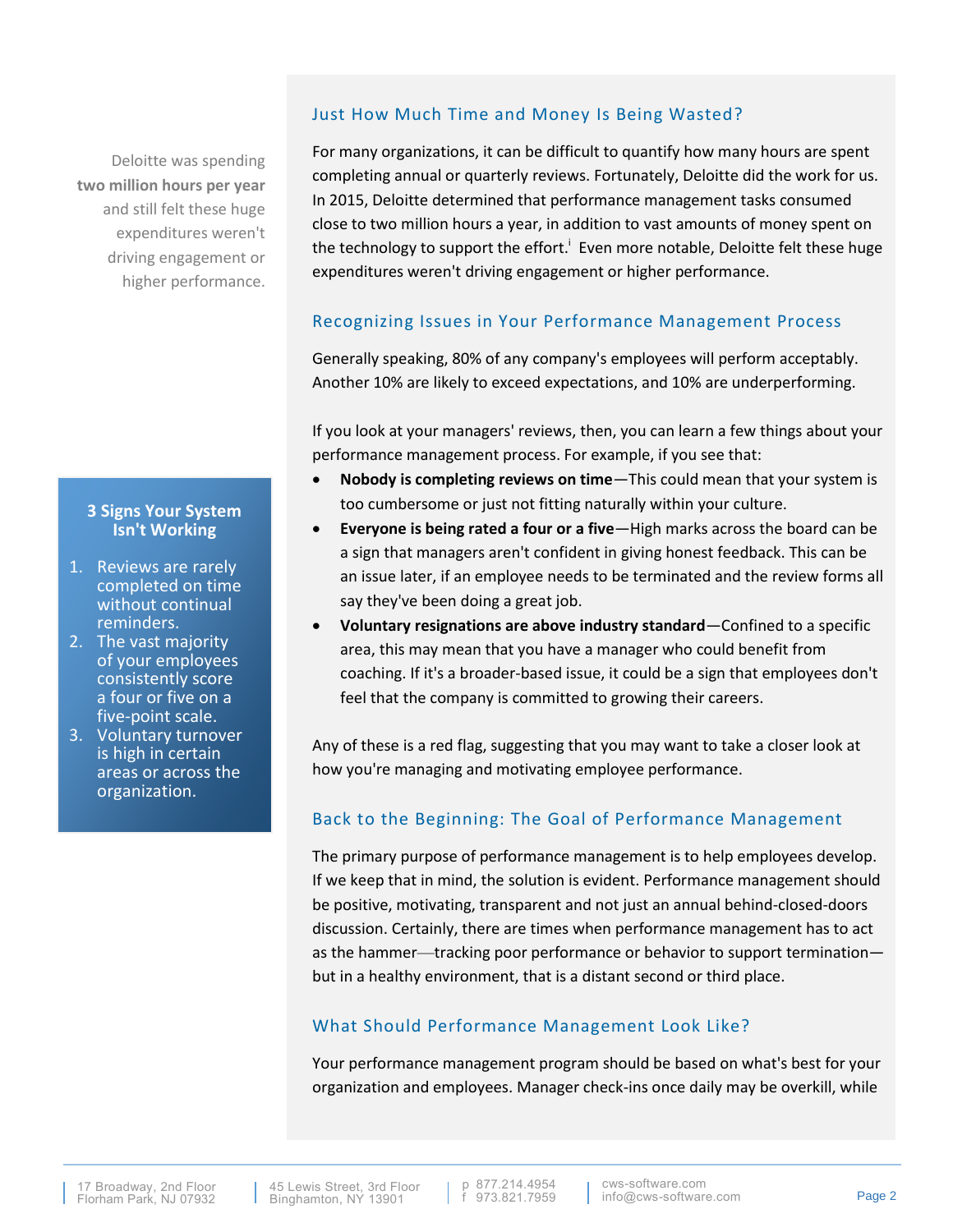Deloitte was spending **two million hours per year** and still felt these huge expenditures weren't driving engagement or higher performance.

## Just How Much Time and Money Is Being Wasted?

For many organizations, it can be difficult to quantify how many hours are spent completing annual or quarterly reviews. Fortunately, Deloitte did the work for us. In 2015, Deloitte determined that performance management tasks consumed close to two million hours a year, in addition to vast amounts of money spent on the technology to support the effort.[i] Even more notable, Deloitte felt these huge expenditures weren't driving engagement or higher performance.

## Recognizing Issues in Your Performance Management Process

Generally speaking, 80% of any company's employees will perform acceptably. Another 10% are likely to exceed expectations, and 10% are underperforming.

If you look at your managers' reviews, then, you can learn a few things about your performance management process. For example, if you see that:

- **Nobody is completing reviews on time**—This could mean that your system is too cumbersome or just not fitting naturally within your culture.
- **Everyone is being rated a four or a five**—High marks across the board can be a sign that managers aren't confident in giving honest feedback. This can be an issue later, if an employee needs to be terminated and the review forms all say they've been doing a great job.
- **Voluntary resignations are above industry standard**—Confined to a specific area, this may mean that you have a manager who could benefit from coaching. If it's a broader-based issue, it could be a sign that employees don't feel that the company is committed to growing their careers.

Any of these is a red flag, suggesting that you may want to take a closer look at how you're managing and motivating employee performance.

**3 Signs Your System Isn't Working**

1. Reviews are rarely completed on time without continual reminders.
2. The vast majority of your employees consistently score a four or five on a five-point scale.
3. Voluntary turnover is high in certain areas or across the organization.

## Back to the Beginning: The Goal of Performance Management

The primary purpose of performance management is to help employees develop. If we keep that in mind, the solution is evident. Performance management should be positive, motivating, transparent and not just an annual behind-closed-doors discussion. Certainly, there are times when performance management has to act as the hammer—tracking poor performance or behavior to support termination—but in a healthy environment, that is a distant second or third place.

## What Should Performance Management Look Like?

Your performance management program should be based on what's best for your organization and employees. Manager check-ins once daily may be overkill, while

17 Broadway, 2nd Floor
Florham Park, NJ 07932

45 Lewis Street, 3rd Floor
Binghamton, NY 13901

p 877.214.4954
f 973.821.7959

cws-software.com
info@cws-software.com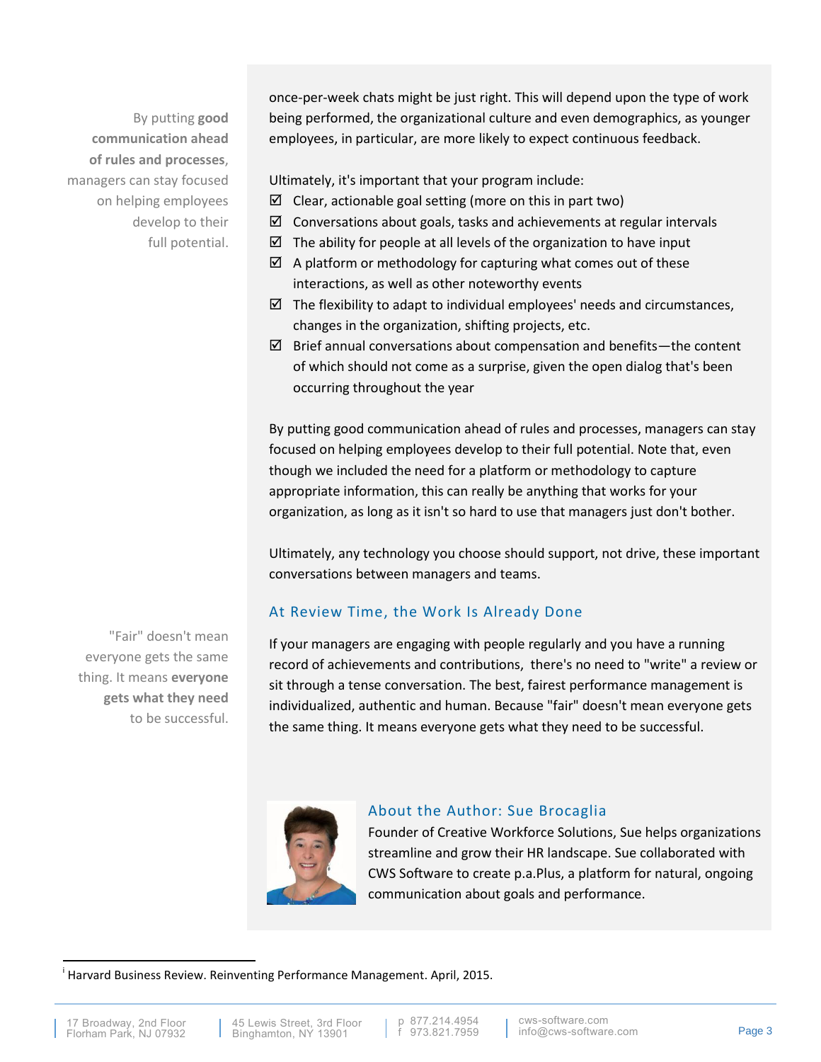once-per-week chats might be just right. This will depend upon the type of work being performed, the organizational culture and even demographics, as younger employees, in particular, are more likely to expect continuous feedback.

> By putting **good communication ahead of rules and processes**, managers can stay focused on helping employees develop to their full potential.

Ultimately, it's important that your program include:

- ☑ Clear, actionable goal setting (more on this in part two)
- ☑ Conversations about goals, tasks and achievements at regular intervals
- ☑ The ability for people at all levels of the organization to have input
- ☑ A platform or methodology for capturing what comes out of these interactions, as well as other noteworthy events
- ☑ The flexibility to adapt to individual employees' needs and circumstances, changes in the organization, shifting projects, etc.
- ☑ Brief annual conversations about compensation and benefits—the content of which should not come as a surprise, given the open dialog that's been occurring throughout the year

By putting good communication ahead of rules and processes, managers can stay focused on helping employees develop to their full potential. Note that, even though we included the need for a platform or methodology to capture appropriate information, this can really be anything that works for your organization, as long as it isn't so hard to use that managers just don't bother.

Ultimately, any technology you choose should support, not drive, these important conversations between managers and teams.

## At Review Time, the Work Is Already Done

> "Fair" doesn't mean everyone gets the same thing. It means **everyone gets what they need** to be successful.

If your managers are engaging with people regularly and you have a running record of achievements and contributions, there's no need to "write" a review or sit through a tense conversation. The best, fairest performance management is individualized, authentic and human. Because "fair" doesn't mean everyone gets the same thing. It means everyone gets what they need to be successful.

### About the Author: Sue Brocaglia

Founder of Creative Workforce Solutions, Sue helps organizations streamline and grow their HR landscape. Sue collaborated with CWS Software to create p.a.Plus, a platform for natural, ongoing communication about goals and performance.

---

[i] Harvard Business Review. Reinventing Performance Management. April, 2015.

17 Broadway, 2nd Floor, Florham Park, NJ 07932 | 45 Lewis Street, 3rd Floor, Binghamton, NY 13901 | p 877.214.4954 f 973.821.7959 | cws-software.com info@cws-software.com